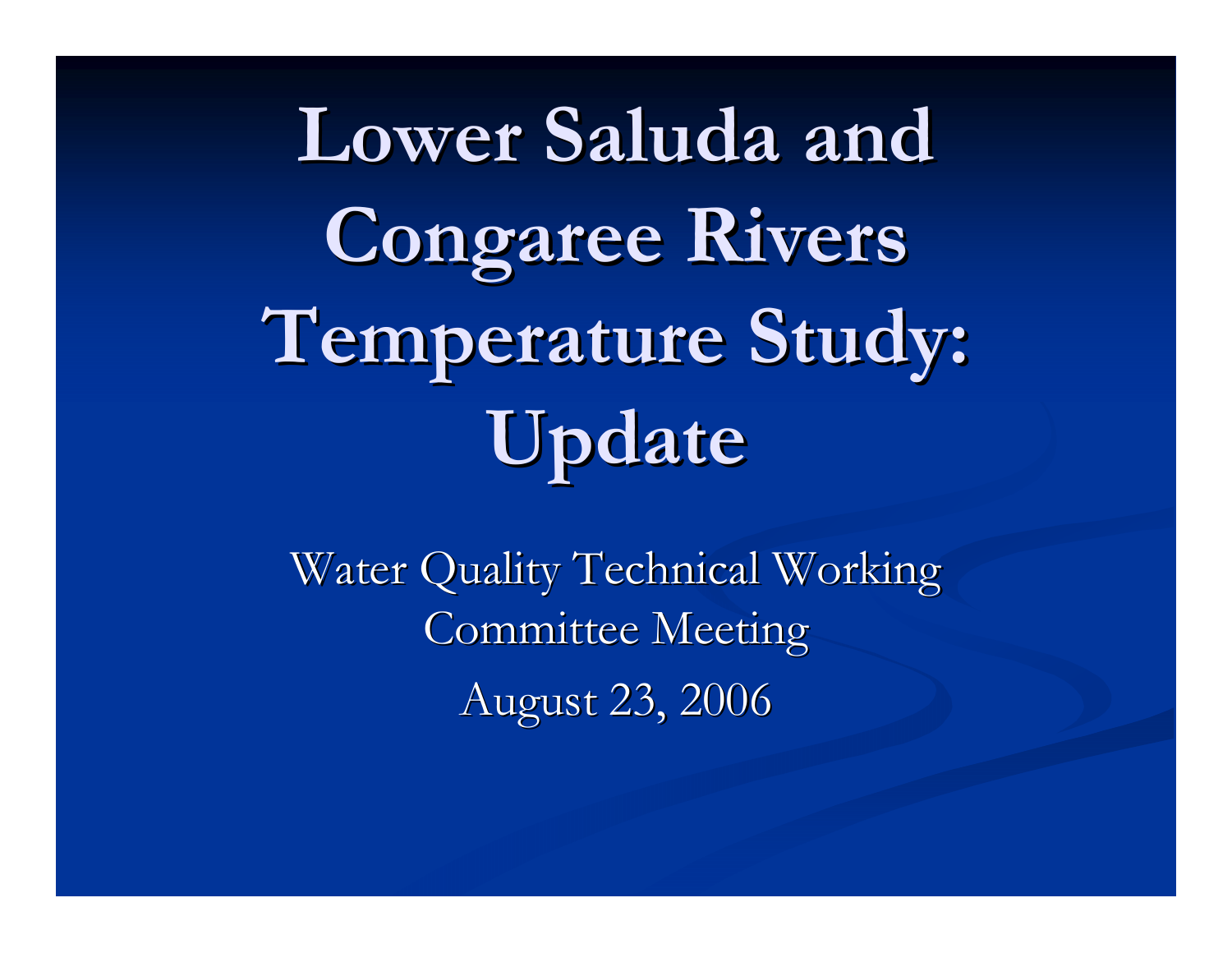# Lower Saluda and Congaree Rivers Temperature Study: Update

Water Quality Technical Working Committee Meeting

August 23, 2006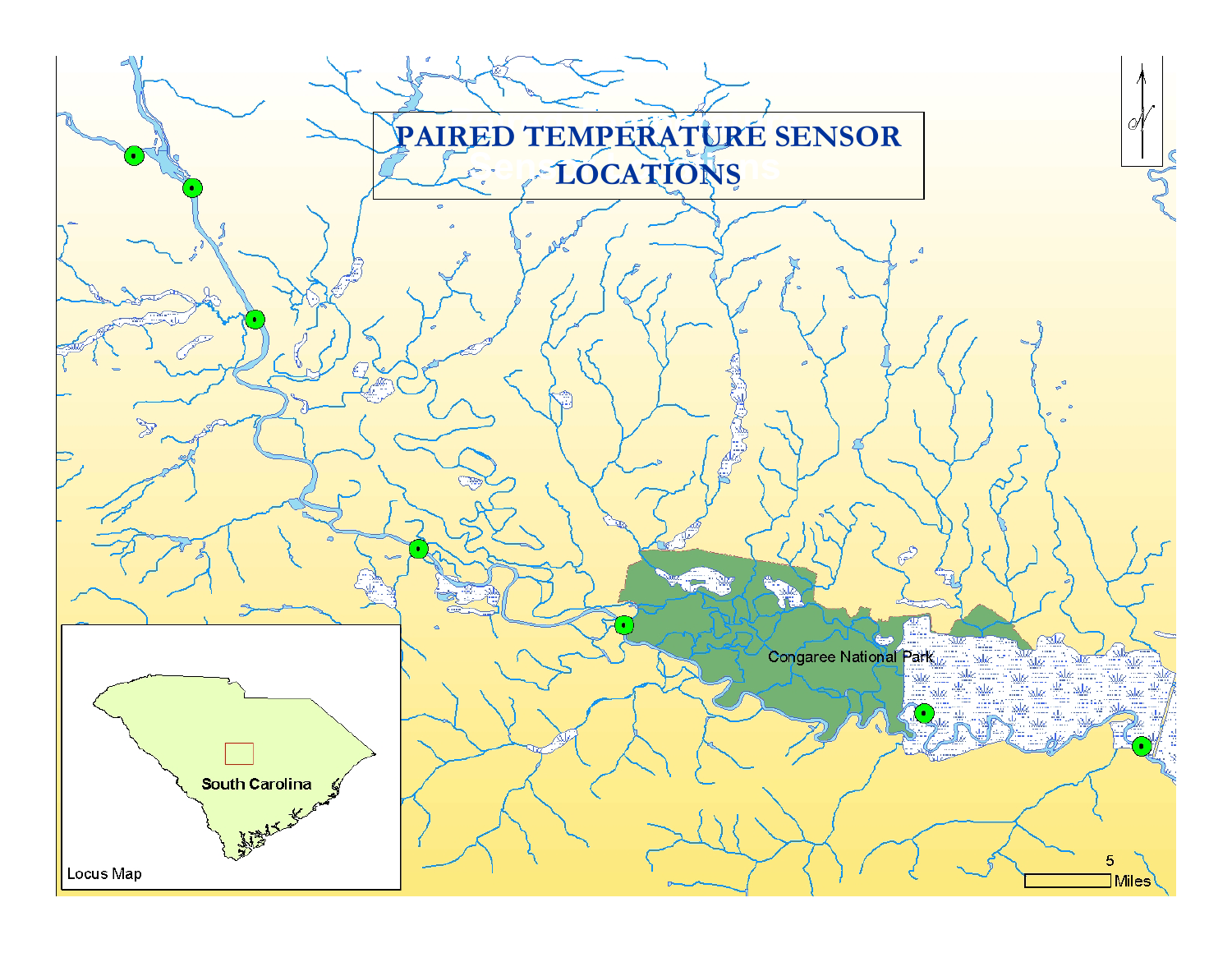# PAIRED TEMPERATURE SENSOR LOCATIONS

Congaree National Park

South Carolina

Locus Map

5

Miles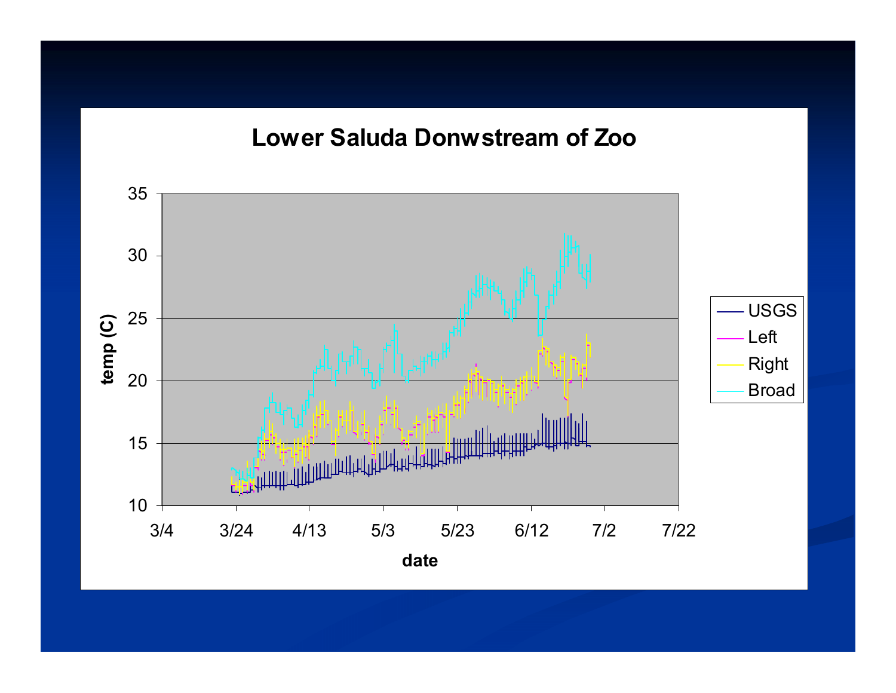# Lower Saluda Donwstream of Zoo

temp (C)

35
30
25
20
15
10

3/4 3/24 4/13 5/3 5/23 6/12 7/2 7/22

date

- USGS
- Left
- Right
- Broad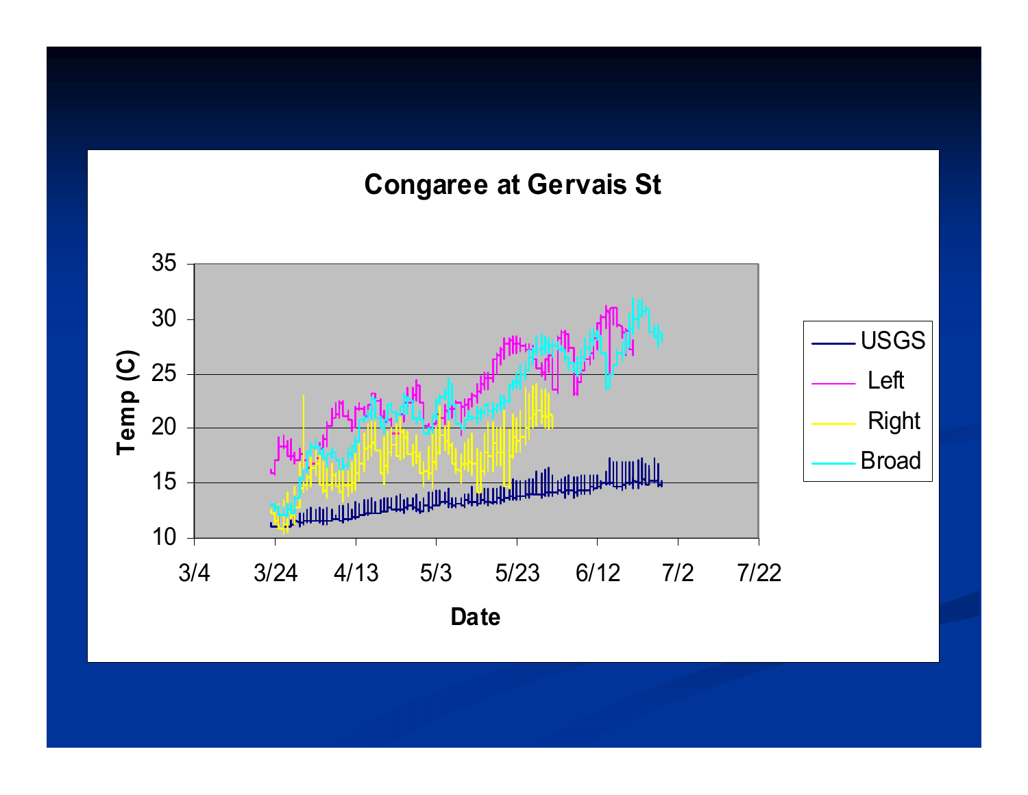## Congaree at Gervais St

Temp (C)

35
30
25
20
15
10

3/4 3/24 4/13 5/3 5/23 6/12 7/2 7/22

Date

USGS
Left
Right
Broad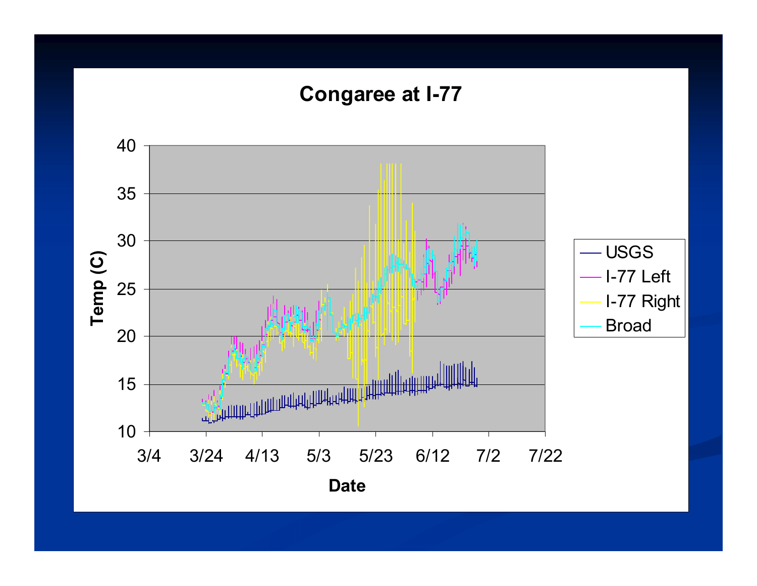# Congaree at I-77

| Temp (C) | |
|---|---|
| 40 | |
| 35 | |
| 30 | |
| 25 | |
| 20 | |
| 15 | |
| 10 | |

Date: 3/4, 3/24, 4/13, 5/3, 5/23, 6/12, 7/2, 7/22

Legend: USGS, I-77 Left, I-77 Right, Broad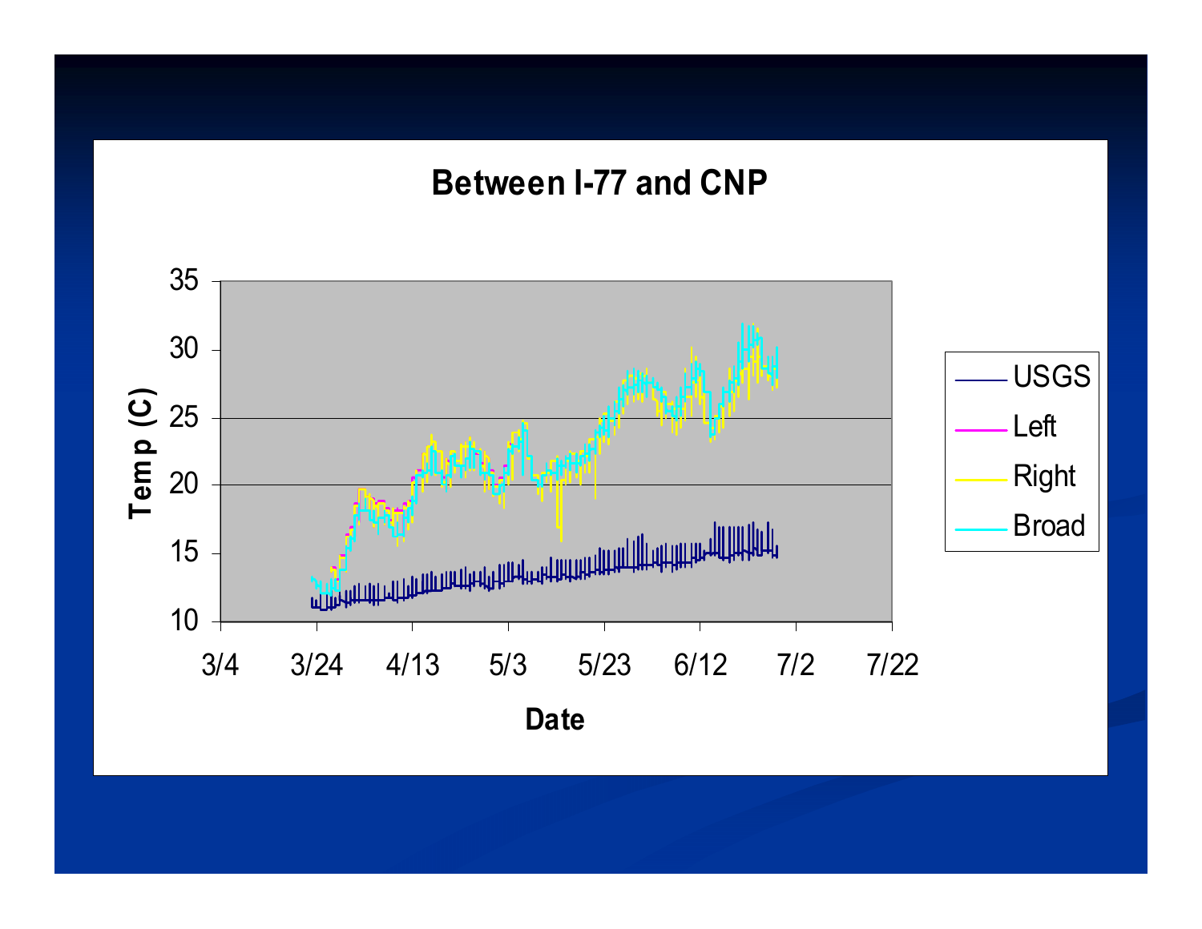## Between I-77 and CNP

Temp (C)

35
30
25
20
15
10

3/4 3/24 4/13 5/3 5/23 6/12 7/2 7/22

Date

USGS
Left
Right
Broad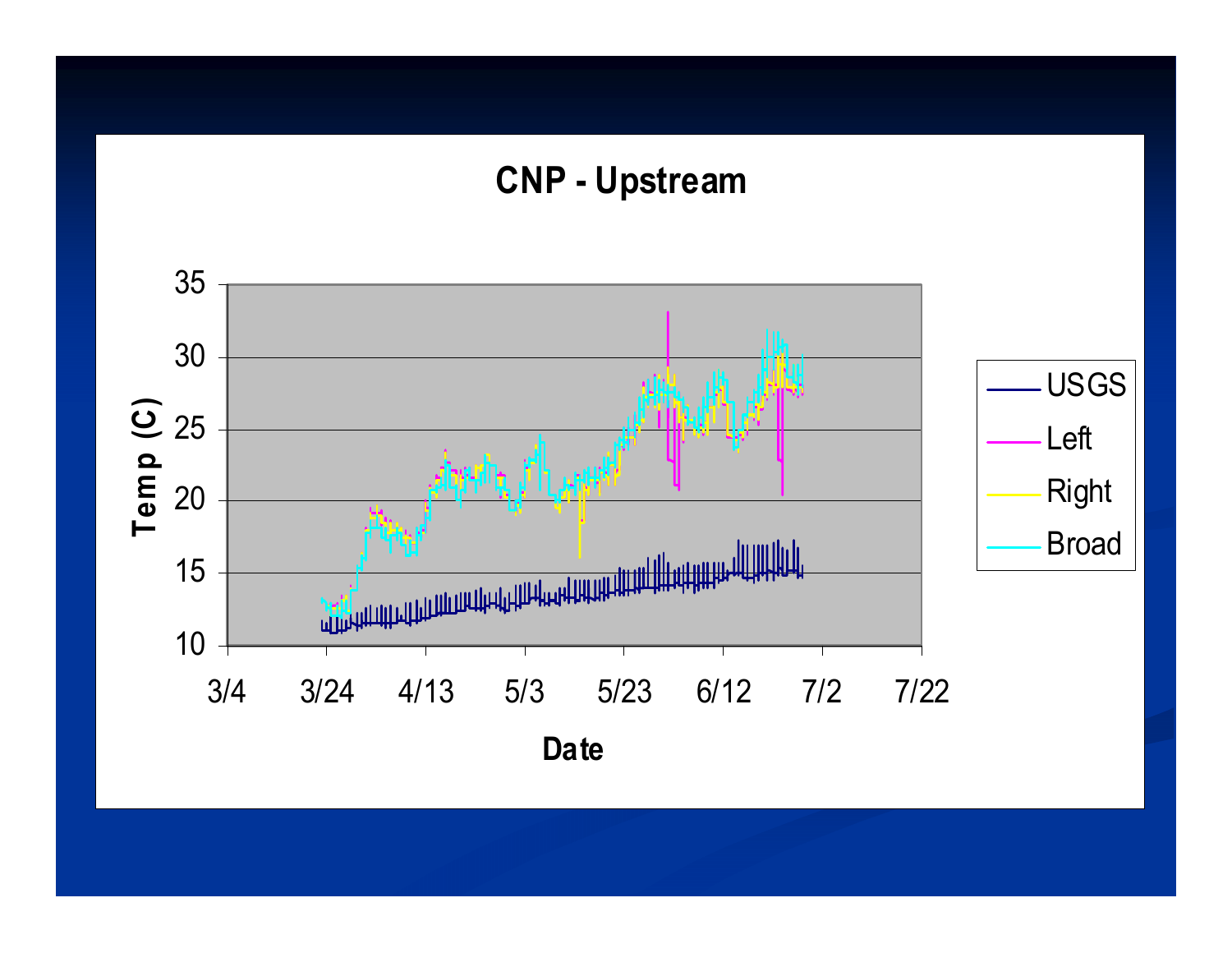## CNP - Upstream

Temp (C) vs. Date — series: USGS, Left, Right, Broad

Y-axis: 10, 15, 20, 25, 30, 35

X-axis: 3/4, 3/24, 4/13, 5/3, 5/23, 6/12, 7/2, 7/22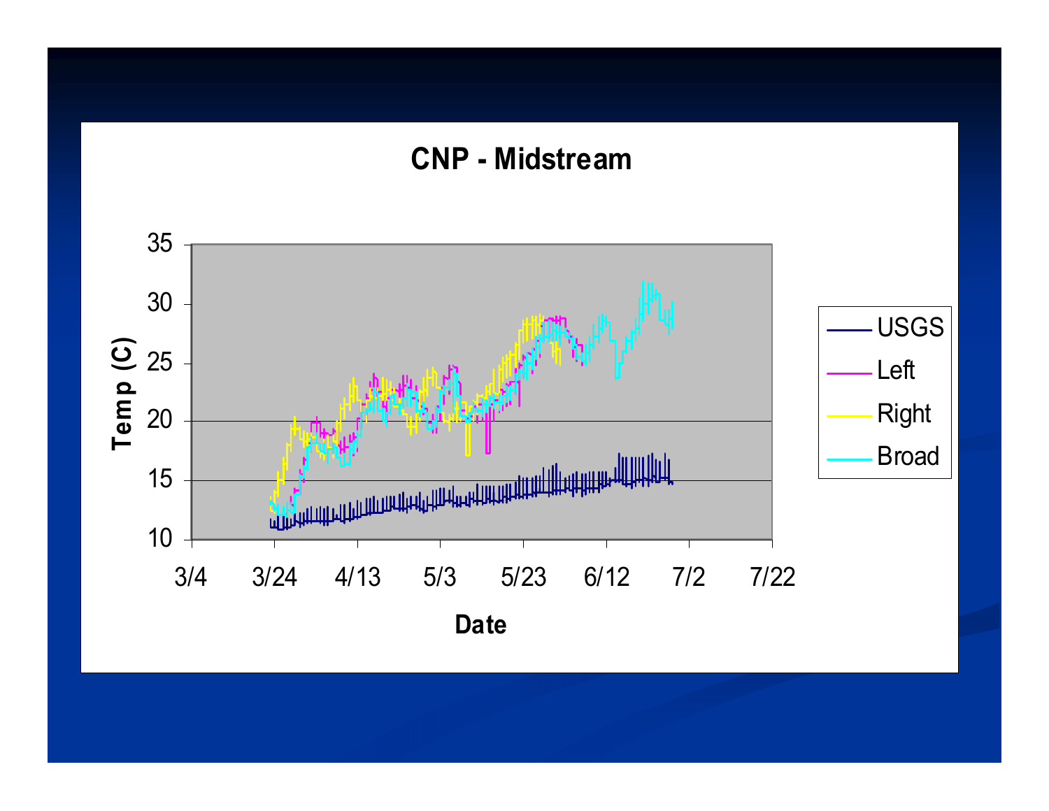# CNP - Midstream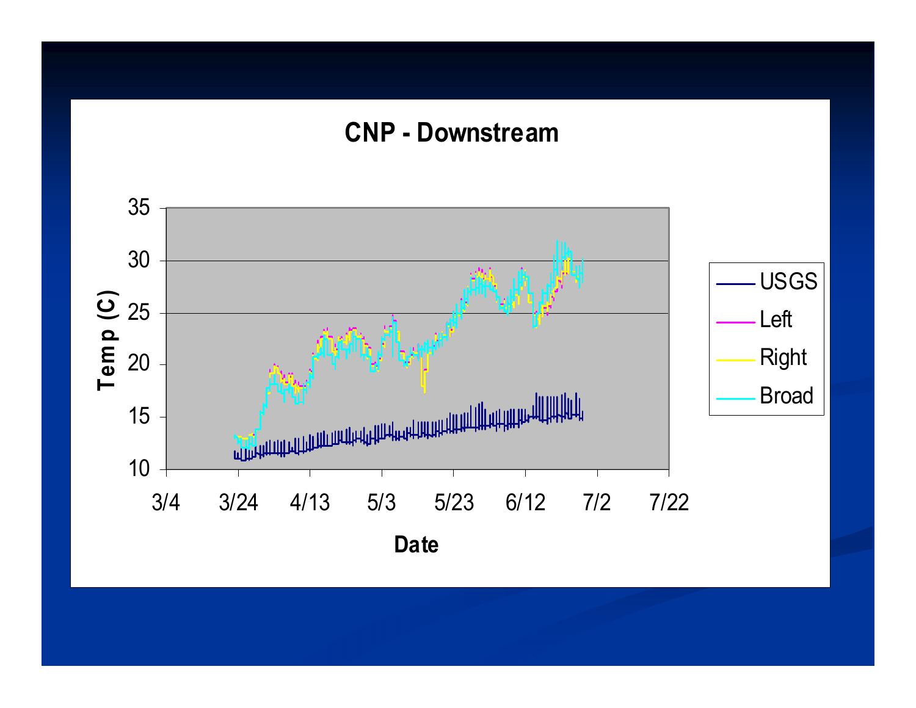# CNP - Downstream

Temp (C)

35
30
25
20
15
10

3/4 3/24 4/13 5/3 5/23 6/12 7/2 7/22

Date

USGS
Left
Right
Broad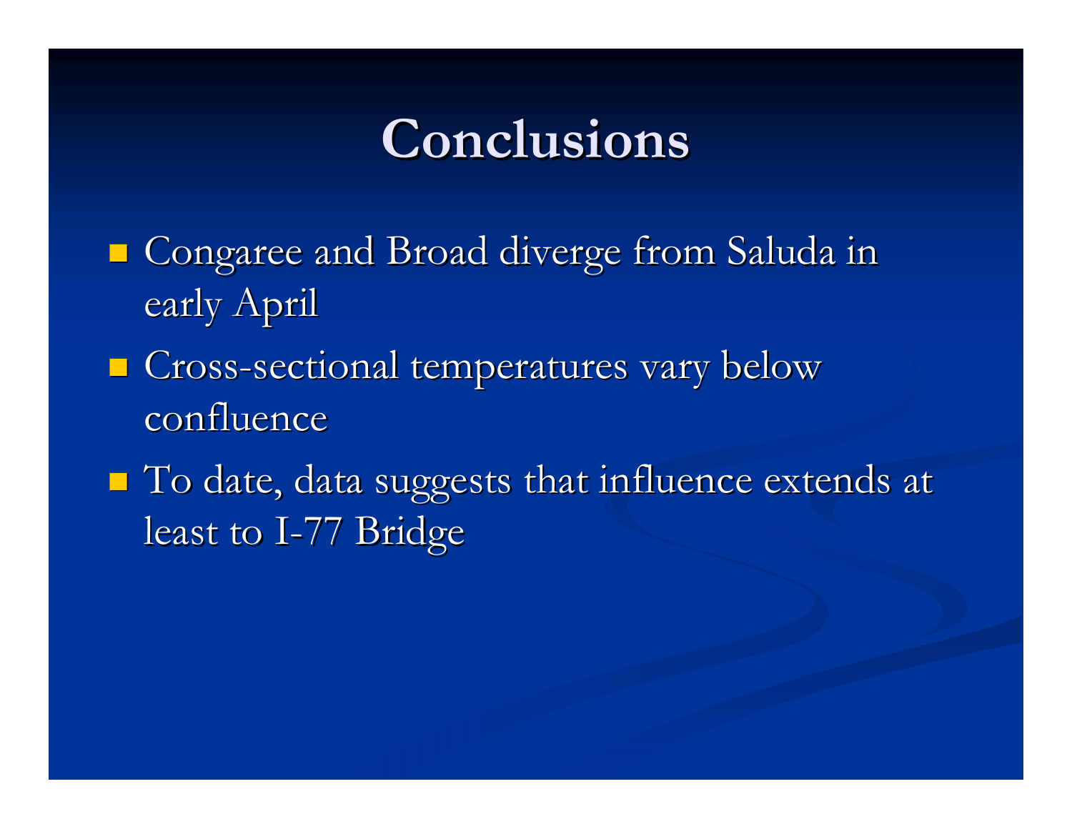# Conclusions

- Congaree and Broad diverge from Saluda in early April
- Cross-sectional temperatures vary below confluence
- To date, data suggests that influence extends at least to I-77 Bridge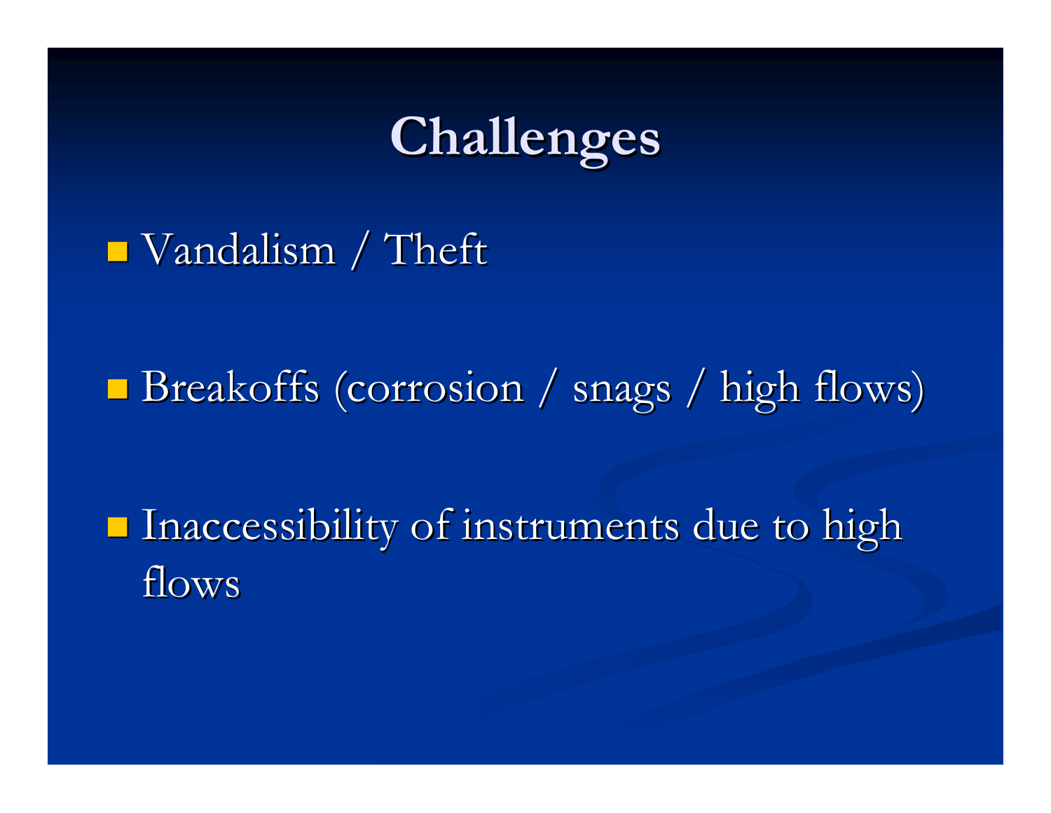# Challenges

- Vandalism / Theft
- Breakoffs (corrosion / snags / high flows)
- Inaccessibility of instruments due to high flows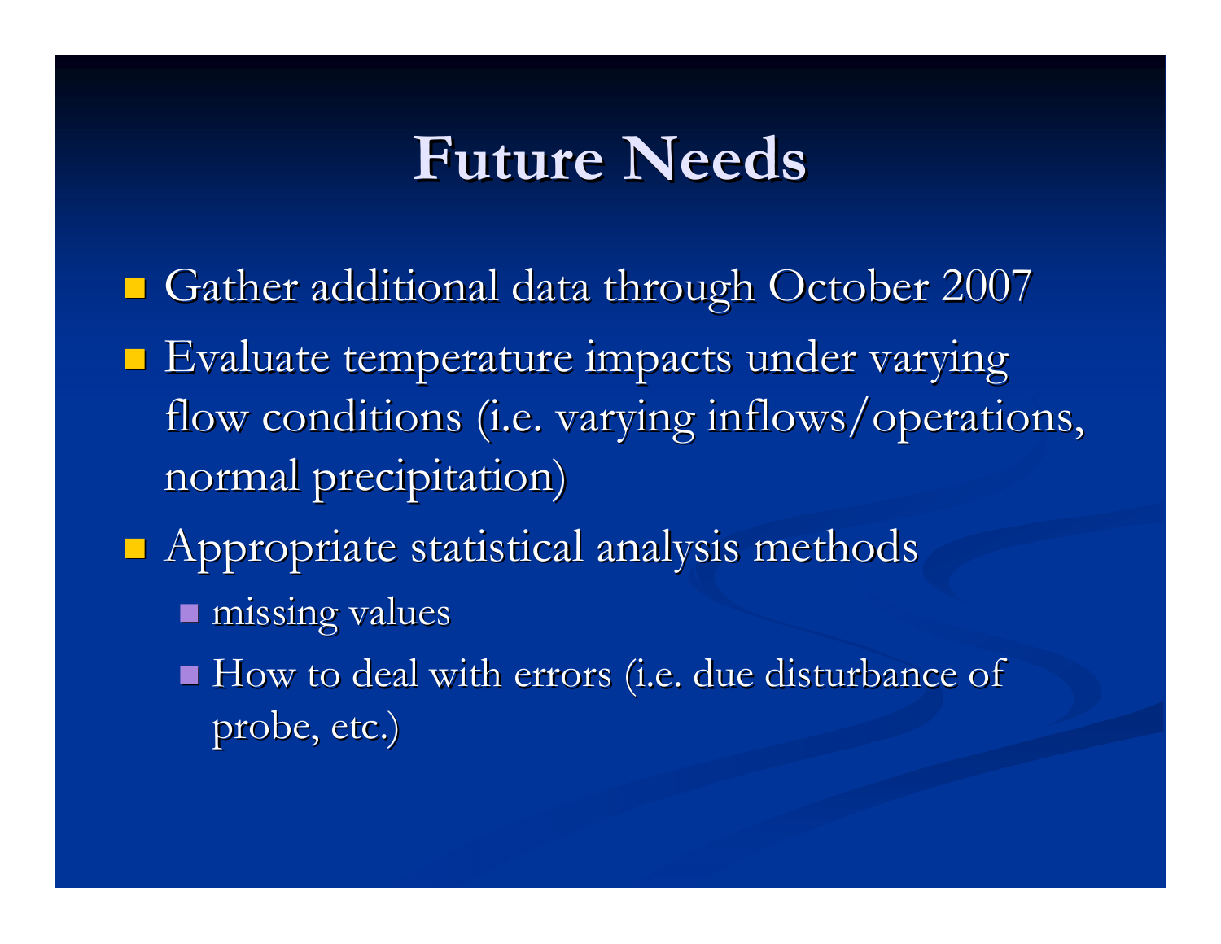# Future Needs

- Gather additional data through October 2007
- Evaluate temperature impacts under varying flow conditions (i.e. varying inflows/operations, normal precipitation)
- Appropriate statistical analysis methods
  - missing values
  - How to deal with errors (i.e. due disturbance of probe, etc.)